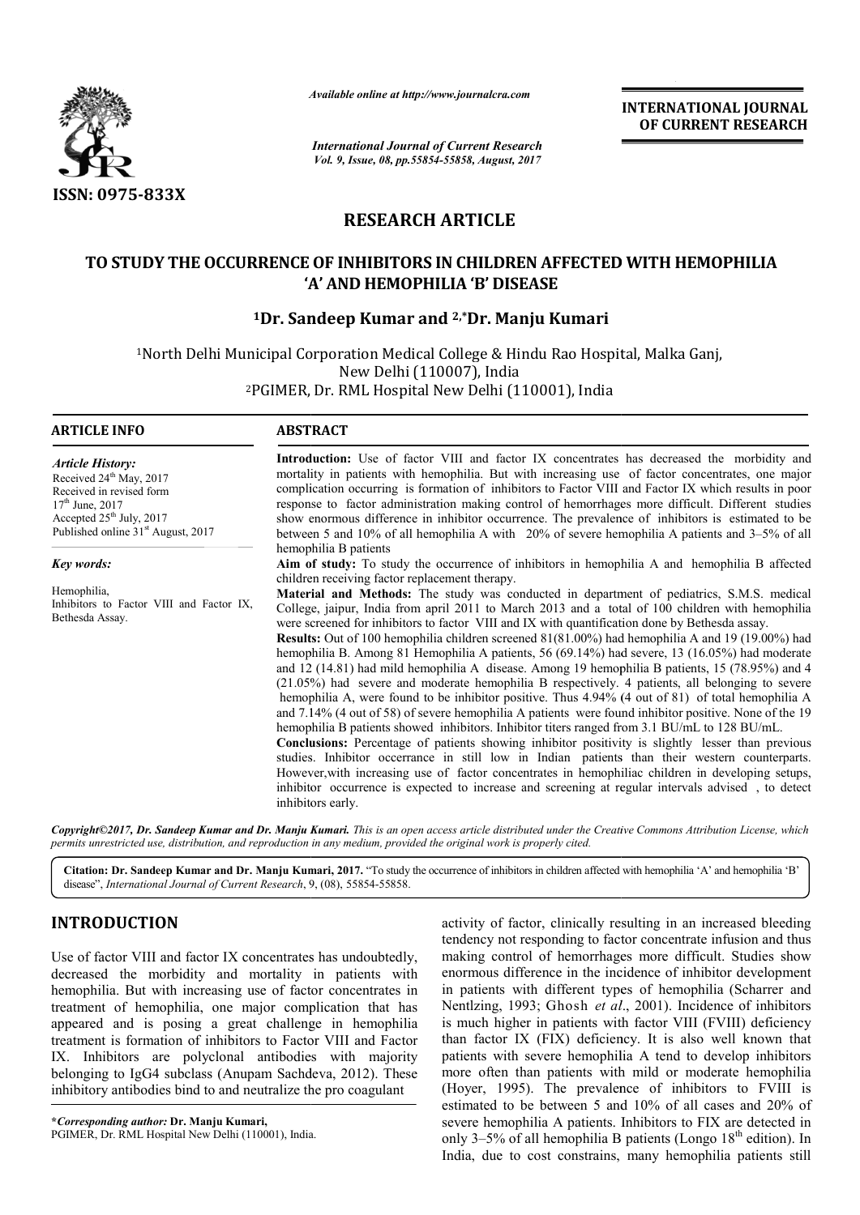*Available online at http://www.journalcra.com*

*International Journal of Current Research*
*Vol. 9, Issue, 08, pp.55854-55858, August, 2017*

**INTERNATIONAL JOURNAL OF CURRENT RESEARCH**

ISSN: 0975-833X

# RESEARCH ARTICLE

# TO STUDY THE OCCURRENCE OF INHIBITORS IN CHILDREN AFFECTED WITH HEMOPHILIA 'A' AND HEMOPHILIA 'B' DISEASE

**[1]Dr. Sandeep Kumar and [2,*]Dr. Manju Kumari**

[1]North Delhi Municipal Corporation Medical College & Hindu Rao Hospital, Malka Ganj, New Delhi (110007), India

[2]PGIMER, Dr. RML Hospital New Delhi (110001), India

## ARTICLE INFO

*Article History:*
Received 24th May, 2017
Received in revised form 17th June, 2017
Accepted 25th July, 2017
Published online 31st August, 2017

*Key words:*
Hemophilia,
Inhibitors to Factor VIII and Factor IX,
Bethesda Assay.

## ABSTRACT

**Introduction:** Use of factor VIII and factor IX concentrates has decreased the morbidity and mortality in patients with hemophilia. But with increasing use of factor concentrates, one major complication occurring is formation of inhibitors to Factor VIII and Factor IX which results in poor response to factor administration making control of hemorrhages more difficult. Different studies show enormous difference in inhibitor occurrence. The prevalence of inhibitors is estimated to be between 5 and 10% of all hemophilia A with 20% of severe hemophilia A patients and 3–5% of all hemophilia B patients

**Aim of study:** To study the occurrence of inhibitors in hemophilia A and hemophilia B affected children receiving factor replacement therapy.

**Material and Methods:** The study was conducted in department of pediatrics, S.M.S. medical College, jaipur, India from april 2011 to March 2013 and a total of 100 children with hemophilia were screened for inhibitors to factor VIII and IX with quantification done by Bethesda assay.

**Results:** Out of 100 hemophilia children screened 81(81.00%) had hemophilia A and 19 (19.00%) had hemophilia B. Among 81 Hemophilia A patients, 56 (69.14%) had severe, 13 (16.05%) had moderate and 12 (14.81) had mild hemophilia A disease. Among 19 hemophilia B patients, 15 (78.95%) and 4 (21.05%) had severe and moderate hemophilia B respectively. 4 patients, all belonging to severe hemophilia A, were found to be inhibitor positive. Thus 4.94% (4 out of 81) of total hemophilia A and 7.14% (4 out of 58) of severe hemophilia A patients were found inhibitor positive. None of the 19 hemophilia B patients showed inhibitors. Inhibitor titers ranged from 3.1 BU/mL to 128 BU/mL.

**Conclusions:** Percentage of patients showing inhibitor positivity is slightly lesser than previous studies. Inhibitor occerrance in still low in Indian patients than their western counterparts. However,with increasing use of factor concentrates in hemophiliac children in developing setups, inhibitor occurrence is expected to increase and screening at regular intervals advised , to detect inhibitors early.

*Copyright©2017, Dr. Sandeep Kumar and Dr. Manju Kumari. This is an open access article distributed under the Creative Commons Attribution License, which permits unrestricted use, distribution, and reproduction in any medium, provided the original work is properly cited.*

**Citation: Dr. Sandeep Kumar and Dr. Manju Kumari, 2017.** "To study the occurrence of inhibitors in children affected with hemophilia 'A' and hemophilia 'B' disease", *International Journal of Current Research*, 9, (08), 55854-55858.

## INTRODUCTION

Use of factor VIII and factor IX concentrates has undoubtedly, decreased the morbidity and mortality in patients with hemophilia. But with increasing use of factor concentrates in treatment of hemophilia, one major complication that has appeared and is posing a great challenge in hemophilia treatment is formation of inhibitors to Factor VIII and Factor IX. Inhibitors are polyclonal antibodies with majority belonging to IgG4 subclass (Anupam Sachdeva, 2012). These inhibitory antibodies bind to and neutralize the pro coagulant activity of factor, clinically resulting in an increased bleeding tendency not responding to factor concentrate infusion and thus making control of hemorrhages more difficult. Studies show enormous difference in the incidence of inhibitor development in patients with different types of hemophilia (Scharrer and Nentlzing, 1993; Ghosh *et al*., 2001). Incidence of inhibitors is much higher in patients with factor VIII (FVIII) deficiency than factor IX (FIX) deficiency. It is also well known that patients with severe hemophilia A tend to develop inhibitors more often than patients with mild or moderate hemophilia (Hoyer, 1995). The prevalence of inhibitors to FVIII is estimated to be between 5 and 10% of all cases and 20% of severe hemophilia A patients. Inhibitors to FIX are detected in only 3–5% of all hemophilia B patients (Longo 18th edition). In India, due to cost constrains, many hemophilia patients still

***Corresponding author:* Dr. Manju Kumari,**
PGIMER, Dr. RML Hospital New Delhi (110001), India.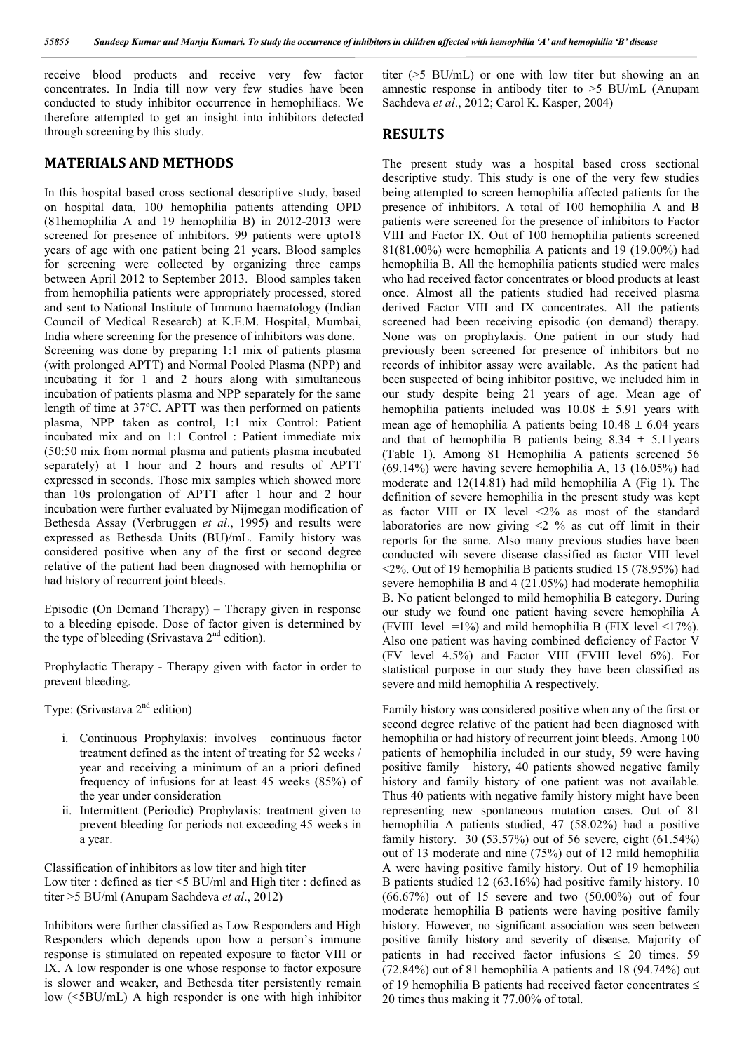receive blood products and receive very few factor concentrates. In India till now very few studies have been conducted to study inhibitor occurrence in hemophiliacs. We therefore attempted to get an insight into inhibitors detected through screening by this study.

## MATERIALS AND METHODS

In this hospital based cross sectional descriptive study, based on hospital data, 100 hemophilia patients attending OPD (81hemophilia A and 19 hemophilia B) in 2012-2013 were screened for presence of inhibitors. 99 patients were upto18 years of age with one patient being 21 years. Blood samples for screening were collected by organizing three camps between April 2012 to September 2013. Blood samples taken from hemophilia patients were appropriately processed, stored and sent to National Institute of Immuno haematology (Indian Council of Medical Research) at K.E.M. Hospital, Mumbai, India where screening for the presence of inhibitors was done.

Screening was done by preparing 1:1 mix of patients plasma (with prolonged APTT) and Normal Pooled Plasma (NPP) and incubating it for 1 and 2 hours along with simultaneous incubation of patients plasma and NPP separately for the same length of time at 37ºC. APTT was then performed on patients plasma, NPP taken as control, 1:1 mix Control: Patient incubated mix and on 1:1 Control : Patient immediate mix (50:50 mix from normal plasma and patients plasma incubated separately) at 1 hour and 2 hours and results of APTT expressed in seconds. Those mix samples which showed more than 10s prolongation of APTT after 1 hour and 2 hour incubation were further evaluated by Nijmegan modification of Bethesda Assay (Verbruggen *et al*., 1995) and results were expressed as Bethesda Units (BU)/mL. Family history was considered positive when any of the first or second degree relative of the patient had been diagnosed with hemophilia or had history of recurrent joint bleeds.

Episodic (On Demand Therapy) – Therapy given in response to a bleeding episode. Dose of factor given is determined by the type of bleeding (Srivastava 2nd edition).

Prophylactic Therapy - Therapy given with factor in order to prevent bleeding.

Type: (Srivastava 2nd edition)

i. Continuous Prophylaxis: involves continuous factor treatment defined as the intent of treating for 52 weeks / year and receiving a minimum of an a priori defined frequency of infusions for at least 45 weeks (85%) of the year under consideration
ii. Intermittent (Periodic) Prophylaxis: treatment given to prevent bleeding for periods not exceeding 45 weeks in a year.

Classification of inhibitors as low titer and high titer
Low titer : defined as tier <5 BU/ml and High titer : defined as titer >5 BU/ml (Anupam Sachdeva *et al*., 2012)

Inhibitors were further classified as Low Responders and High Responders which depends upon how a person's immune response is stimulated on repeated exposure to factor VIII or IX. A low responder is one whose response to factor exposure is slower and weaker, and Bethesda titer persistently remain low (<5BU/mL) A high responder is one with high inhibitor titer (>5 BU/mL) or one with low titer but showing an an amnestic response in antibody titer to >5 BU/mL (Anupam Sachdeva *et al*., 2012; Carol K. Kasper, 2004)

## RESULTS

The present study was a hospital based cross sectional descriptive study. This study is one of the very few studies being attempted to screen hemophilia affected patients for the presence of inhibitors. A total of 100 hemophilia A and B patients were screened for the presence of inhibitors to Factor VIII and Factor IX. Out of 100 hemophilia patients screened 81(81.00%) were hemophilia A patients and 19 (19.00%) had hemophilia B**.** All the hemophilia patients studied were males who had received factor concentrates or blood products at least once. Almost all the patients studied had received plasma derived Factor VIII and IX concentrates. All the patients screened had been receiving episodic (on demand) therapy. None was on prophylaxis. One patient in our study had previously been screened for presence of inhibitors but no records of inhibitor assay were available. As the patient had been suspected of being inhibitor positive, we included him in our study despite being 21 years of age. Mean age of hemophilia patients included was 10.08 ± 5.91 years with mean age of hemophilia A patients being 10.48 ± 6.04 years and that of hemophilia B patients being 8.34 ± 5.11years (Table 1). Among 81 Hemophilia A patients screened 56 (69.14%) were having severe hemophilia A, 13 (16.05%) had moderate and 12(14.81) had mild hemophilia A (Fig 1). The definition of severe hemophilia in the present study was kept as factor VIII or IX level <2% as most of the standard laboratories are now giving <2 % as cut off limit in their reports for the same. Also many previous studies have been conducted wih severe disease classified as factor VIII level <2%. Out of 19 hemophilia B patients studied 15 (78.95%) had severe hemophilia B and 4 (21.05%) had moderate hemophilia B. No patient belonged to mild hemophilia B category. During our study we found one patient having severe hemophilia A (FVIII level =1%) and mild hemophilia B (FIX level <17%). Also one patient was having combined deficiency of Factor V (FV level 4.5%) and Factor VIII (FVIII level 6%). For statistical purpose in our study they have been classified as severe and mild hemophilia A respectively.

Family history was considered positive when any of the first or second degree relative of the patient had been diagnosed with hemophilia or had history of recurrent joint bleeds. Among 100 patients of hemophilia included in our study, 59 were having positive family history, 40 patients showed negative family history and family history of one patient was not available. Thus 40 patients with negative family history might have been representing new spontaneous mutation cases. Out of 81 hemophilia A patients studied, 47 (58.02%) had a positive family history. 30 (53.57%) out of 56 severe, eight (61.54%) out of 13 moderate and nine (75%) out of 12 mild hemophilia A were having positive family history. Out of 19 hemophilia B patients studied 12 (63.16%) had positive family history. 10 (66.67%) out of 15 severe and two (50.00%) out of four moderate hemophilia B patients were having positive family history. However, no significant association was seen between positive family history and severity of disease. Majority of patients in had received factor infusions ≤ 20 times. 59 (72.84%) out of 81 hemophilia A patients and 18 (94.74%) out of 19 hemophilia B patients had received factor concentrates ≤ 20 times thus making it 77.00% of total.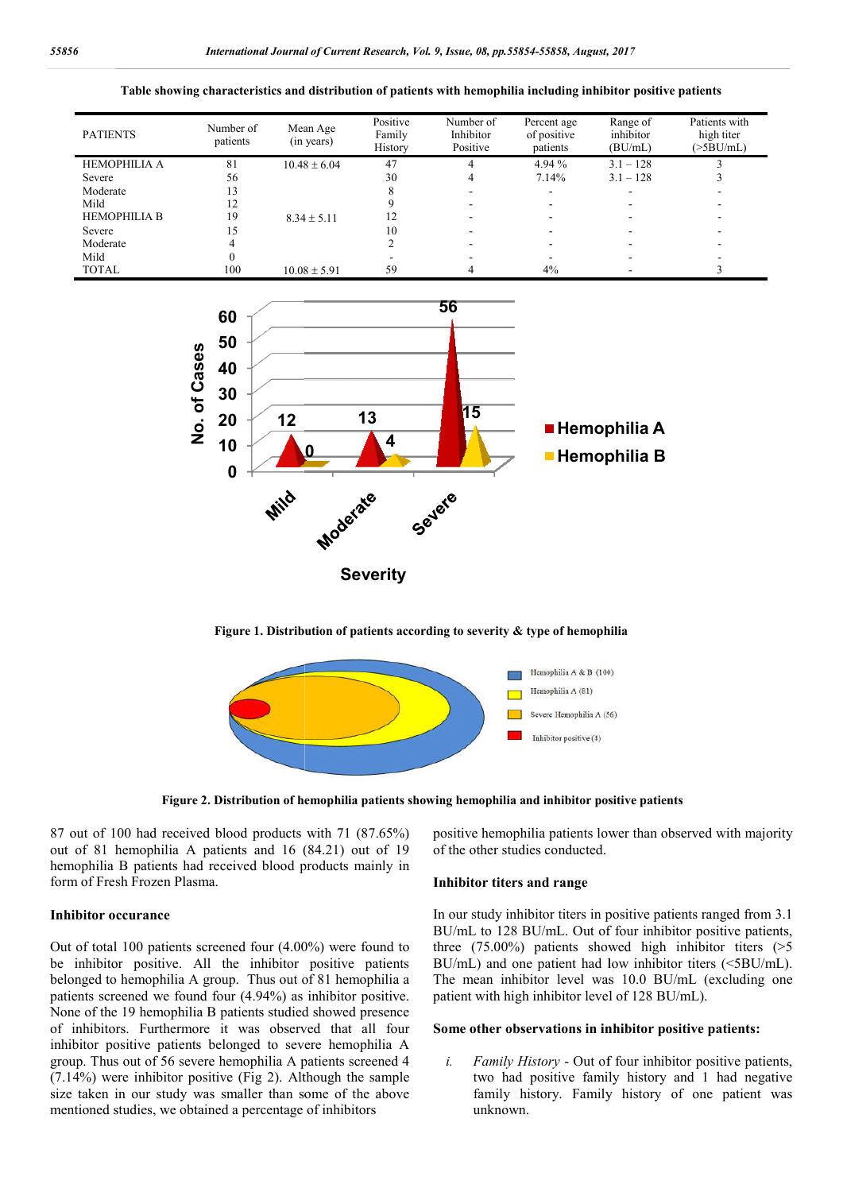**Table showing characteristics and distribution of patients with hemophilia including inhibitor positive patients**

| PATIENTS | Number of patients | Mean Age (in years) | Positive Family History | Number of Inhibitor Positive | Percent age of positive patients | Range of inhibitor (BU/mL) | Patients with high titer (>5BU/mL) |
|---|---|---|---|---|---|---|---|
| HEMOPHILIA A | 81 | 10.48 ± 6.04 | 47 | 4 | 4.94 % | 3.1 – 128 | 3 |
| Severe | 56 | | 30 | 4 | 7.14% | 3.1 – 128 | 3 |
| Moderate | 13 | | 8 | - | - | - | - |
| Mild | 12 | | 9 | - | - | - | - |
| HEMOPHILIA B | 19 | 8.34 ± 5.11 | 12 | - | - | - | - |
| Severe | 15 | | 10 | - | - | - | - |
| Moderate | 4 | | 2 | - | - | - | - |
| Mild | 0 | | - | - | - | - | - |
| TOTAL | 100 | 10.08 ± 5.91 | 59 | 4 | 4% | - | 3 |

**Figure 1. Distribution of patients according to severity & type of hemophilia**

**Figure 2. Distribution of hemophilia patients showing hemophilia and inhibitor positive patients**

87 out of 100 had received blood products with 71 (87.65%) out of 81 hemophilia A patients and 16 (84.21) out of 19 hemophilia B patients had received blood products mainly in form of Fresh Frozen Plasma.

**Inhibitor occurance**

Out of total 100 patients screened four (4.00%) were found to be inhibitor positive. All the inhibitor positive patients belonged to hemophilia A group. Thus out of 81 hemophilia a patients screened we found four (4.94%) as inhibitor positive. None of the 19 hemophilia B patients studied showed presence of inhibitors. Furthermore it was observed that all four inhibitor positive patients belonged to severe hemophilia A group. Thus out of 56 severe hemophilia A patients screened 4 (7.14%) were inhibitor positive (Fig 2). Although the sample size taken in our study was smaller than some of the above mentioned studies, we obtained a percentage of inhibitors positive hemophilia patients lower than observed with majority of the other studies conducted.

**Inhibitor titers and range**

In our study inhibitor titers in positive patients ranged from 3.1 BU/mL to 128 BU/mL. Out of four inhibitor positive patients, three (75.00%) patients showed high inhibitor titers (>5 BU/mL) and one patient had low inhibitor titers (<5BU/mL). The mean inhibitor level was 10.0 BU/mL (excluding one patient with high inhibitor level of 128 BU/mL).

**Some other observations in inhibitor positive patients:**

i. *Family History* - Out of four inhibitor positive patients, two had positive family history and 1 had negative family history. Family history of one patient was unknown.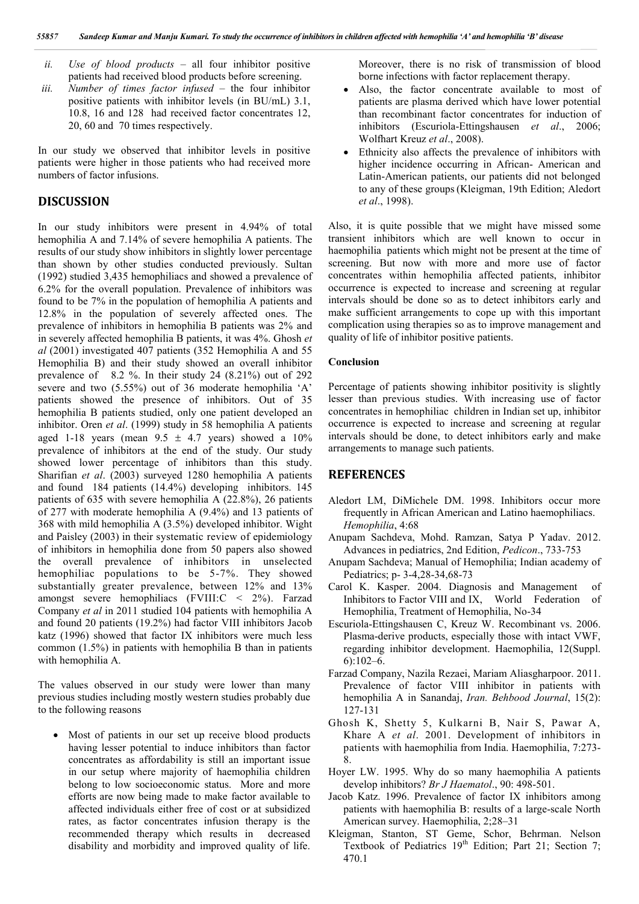ii. *Use of blood products* – all four inhibitor positive patients had received blood products before screening.

iii. *Number of times factor infused* – the four inhibitor positive patients with inhibitor levels (in BU/mL) 3.1, 10.8, 16 and 128 had received factor concentrates 12, 20, 60 and 70 times respectively.

In our study we observed that inhibitor levels in positive patients were higher in those patients who had received more numbers of factor infusions.

## DISCUSSION

In our study inhibitors were present in 4.94% of total hemophilia A and 7.14% of severe hemophilia A patients. The results of our study show inhibitors in slightly lower percentage than shown by other studies conducted previously. Sultan (1992) studied 3,435 hemophiliacs and showed a prevalence of 6.2% for the overall population. Prevalence of inhibitors was found to be 7% in the population of hemophilia A patients and 12.8% in the population of severely affected ones. The prevalence of inhibitors in hemophilia B patients was 2% and in severely affected hemophilia B patients, it was 4%. Ghosh *et al* (2001) investigated 407 patients (352 Hemophilia A and 55 Hemophilia B) and their study showed an overall inhibitor prevalence of 8.2 %. In their study 24 (8.21%) out of 292 severe and two (5.55%) out of 36 moderate hemophilia 'A' patients showed the presence of inhibitors. Out of 35 hemophilia B patients studied, only one patient developed an inhibitor. Oren *et al*. (1999) study in 58 hemophilia A patients aged 1-18 years (mean 9.5 ± 4.7 years) showed a 10% prevalence of inhibitors at the end of the study. Our study showed lower percentage of inhibitors than this study. Sharifian *et al*. (2003) surveyed 1280 hemophilia A patients and found 184 patients (14.4%) developing inhibitors. 145 patients of 635 with severe hemophilia A (22.8%), 26 patients of 277 with moderate hemophilia A (9.4%) and 13 patients of 368 with mild hemophilia A (3.5%) developed inhibitor. Wight and Paisley (2003) in their systematic review of epidemiology of inhibitors in hemophilia done from 50 papers also showed the overall prevalence of inhibitors in unselected hemophiliac populations to be 5-7%. They showed substantially greater prevalence, between 12% and 13% amongst severe hemophiliacs (FVIII:C < 2%). Farzad Company *et al* in 2011 studied 104 patients with hemophilia A and found 20 patients (19.2%) had factor VIII inhibitors Jacob katz (1996) showed that factor IX inhibitors were much less common (1.5%) in patients with hemophilia B than in patients with hemophilia A.

The values observed in our study were lower than many previous studies including mostly western studies probably due to the following reasons

- Most of patients in our set up receive blood products having lesser potential to induce inhibitors than factor concentrates as affordability is still an important issue in our setup where majority of haemophilia children belong to low socioeconomic status. More and more efforts are now being made to make factor available to affected individuals either free of cost or at subsidized rates, as factor concentrates infusion therapy is the recommended therapy which results in decreased disability and morbidity and improved quality of life. Moreover, there is no risk of transmission of blood borne infections with factor replacement therapy.
- Also, the factor concentrate available to most of patients are plasma derived which have lower potential than recombinant factor concentrates for induction of inhibitors (Escuriola-Ettingshausen *et al*., 2006; Wolfhart Kreuz *et al*., 2008).
- Ethnicity also affects the prevalence of inhibitors with higher incidence occurring in African- American and Latin-American patients, our patients did not belonged to any of these groups (Kleigman, 19th Edition; Aledort *et al*., 1998).

Also, it is quite possible that we might have missed some transient inhibitors which are well known to occur in haemophilia patients which might not be present at the time of screening. But now with more and more use of factor concentrates within hemophilia affected patients, inhibitor occurrence is expected to increase and screening at regular intervals should be done so as to detect inhibitors early and make sufficient arrangements to cope up with this important complication using therapies so as to improve management and quality of life of inhibitor positive patients.

### Conclusion

Percentage of patients showing inhibitor positivity is slightly lesser than previous studies. With increasing use of factor concentrates in hemophiliac children in Indian set up, inhibitor occurrence is expected to increase and screening at regular intervals should be done, to detect inhibitors early and make arrangements to manage such patients.

## REFERENCES

Aledort LM, DiMichele DM. 1998. Inhibitors occur more frequently in African American and Latino haemophiliacs. *Hemophilia*, 4:68

Anupam Sachdeva, Mohd. Ramzan, Satya P Yadav. 2012. Advances in pediatrics, 2nd Edition, *Pedicon*., 733-753

Anupam Sachdeva; Manual of Hemophilia; Indian academy of Pediatrics; p- 3-4,28-34,68-73

Carol K. Kasper. 2004. Diagnosis and Management of Inhibitors to Factor VIII and IX, World Federation of Hemophilia, Treatment of Hemophilia, No-34

Escuriola-Ettingshausen C, Kreuz W. Recombinant vs. 2006. Plasma-derive products, especially those with intact VWF, regarding inhibitor development. Haemophilia, 12(Suppl. 6):102–6.

Farzad Company, Nazila Rezaei, Mariam Aliasgharpoor. 2011. Prevalence of factor VIII inhibitor in patients with hemophilia A in Sanandaj, *Iran. Behbood Journal*, 15(2): 127-131

Ghosh K, Shetty 5, Kulkarni B, Nair S, Pawar A, Khare A *et al*. 2001. Development of inhibitors in patients with haemophilia from India. Haemophilia, 7:273-8.

Hoyer LW. 1995. Why do so many haemophilia A patients develop inhibitors? *Br J Haematol*., 90: 498-501.

Jacob Katz. 1996. Prevalence of factor IX inhibitors among patients with haemophilia B: results of a large-scale North American survey. Haemophilia, 2;28–31

Kleigman, Stanton, ST Geme, Schor, Behrman. Nelson Textbook of Pediatrics 19th Edition; Part 21; Section 7; 470.1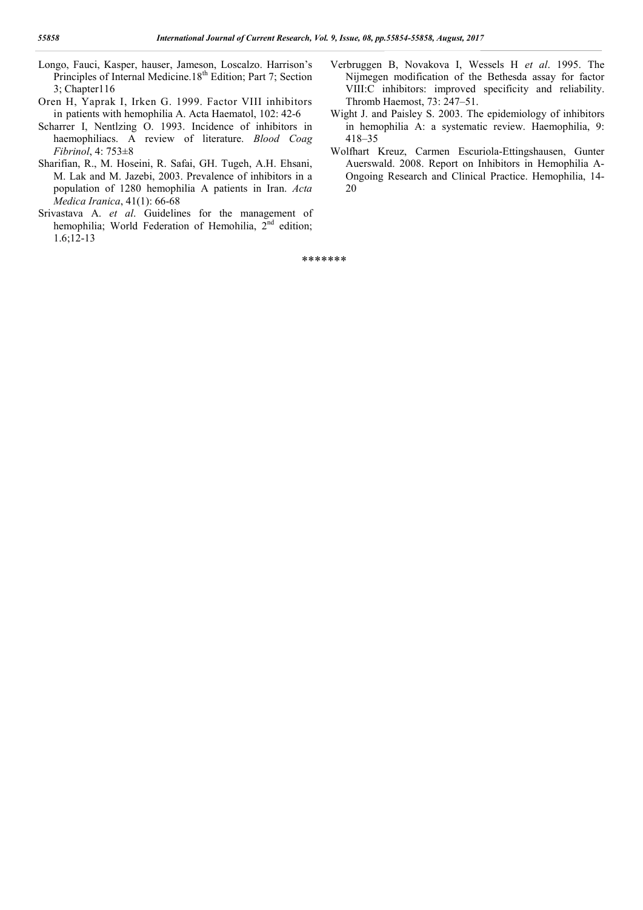Longo, Fauci, Kasper, hauser, Jameson, Loscalzo. Harrison's Principles of Internal Medicine.18th Edition; Part 7; Section 3; Chapter116

Oren H, Yaprak I, Irken G. 1999. Factor VIII inhibitors in patients with hemophilia A. Acta Haematol, 102: 42-6

Scharrer I, Nentlzing O. 1993. Incidence of inhibitors in haemophiliacs. A review of literature. *Blood Coag Fibrinol*, 4: 753±8

Sharifian, R., M. Hoseini, R. Safai, GH. Tugeh, A.H. Ehsani, M. Lak and M. Jazebi, 2003. Prevalence of inhibitors in a population of 1280 hemophilia A patients in Iran. *Acta Medica Iranica*, 41(1): 66-68

Srivastava A. *et al*. Guidelines for the management of hemophilia; World Federation of Hemohilia, 2nd edition; 1.6;12-13

Verbruggen B, Novakova I, Wessels H *et al*. 1995. The Nijmegen modification of the Bethesda assay for factor VIII:C inhibitors: improved specificity and reliability. Thromb Haemost, 73: 247–51.

Wight J. and Paisley S. 2003. The epidemiology of inhibitors in hemophilia A: a systematic review. Haemophilia, 9: 418–35

Wolfhart Kreuz, Carmen Escuriola-Ettingshausen, Gunter Auerswald. 2008. Report on Inhibitors in Hemophilia A-Ongoing Research and Clinical Practice. Hemophilia, 14-20

*******